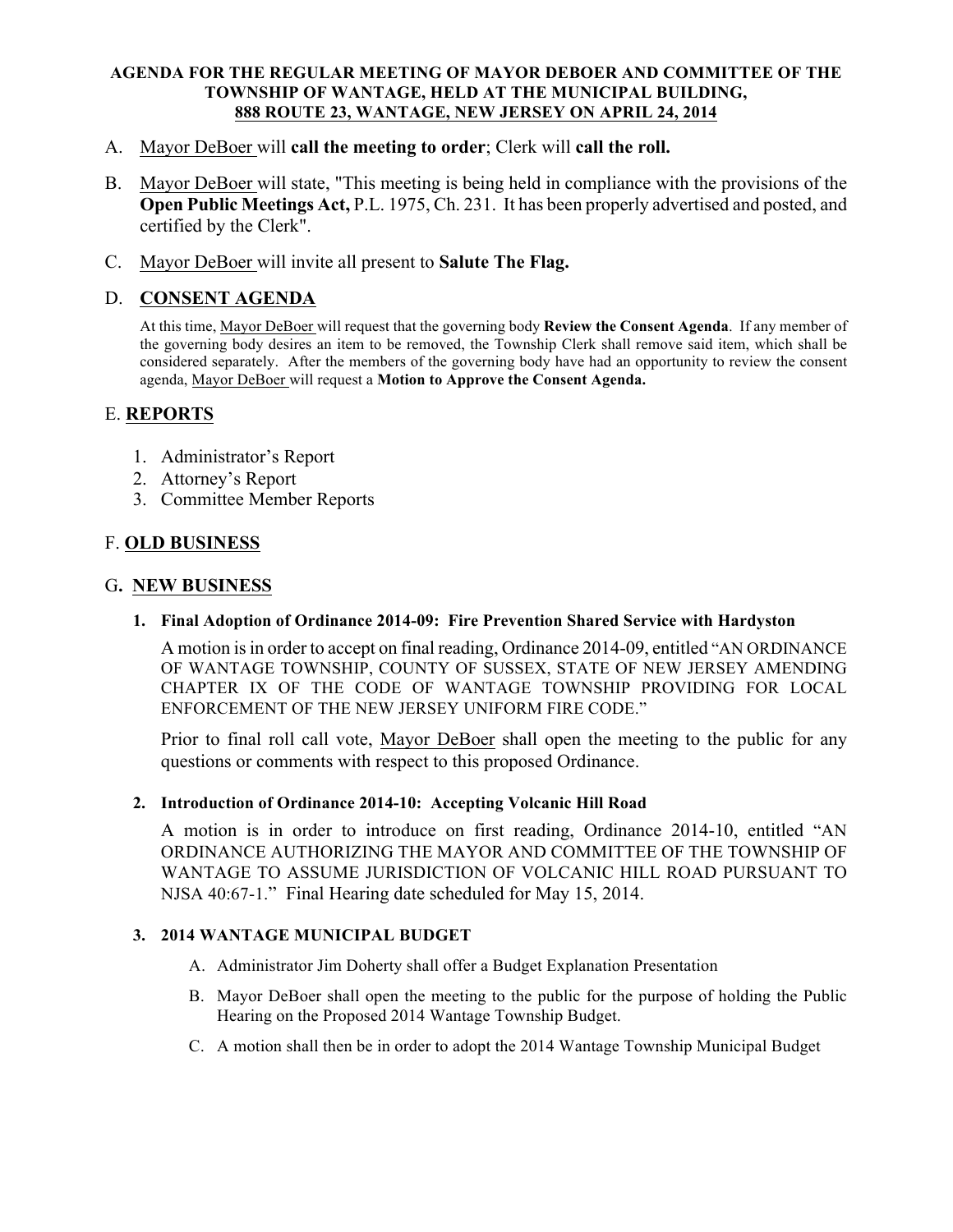**AGENDA FOR THE REGULAR MEETING OF MAYOR DEBOER AND COMMITTEE OF THE TOWNSHIP OF WANTAGE, HELD AT THE MUNICIPAL BUILDING, 888 ROUTE 23, WANTAGE, NEW JERSEY ON APRIL 24, 2014**

A. Mayor DeBoer will **call the meeting to order**; Clerk will **call the roll.**

B. Mayor DeBoer will state, "This meeting is being held in compliance with the provisions of the **Open Public Meetings Act,** P.L. 1975, Ch. 231. It has been properly advertised and posted, and certified by the Clerk".

C. Mayor DeBoer will invite all present to **Salute The Flag.**

D. **CONSENT AGENDA**

At this time, Mayor DeBoer will request that the governing body **Review the Consent Agenda**. If any member of the governing body desires an item to be removed, the Township Clerk shall remove said item, which shall be considered separately. After the members of the governing body have had an opportunity to review the consent agenda, Mayor DeBoer will request a **Motion to Approve the Consent Agenda.**

E. **REPORTS**

1. Administrator's Report
2. Attorney's Report
3. Committee Member Reports

F. **OLD BUSINESS**

G. **NEW BUSINESS**

1. **Final Adoption of Ordinance 2014-09: Fire Prevention Shared Service with Hardyston**

   A motion is in order to accept on final reading, Ordinance 2014-09, entitled "AN ORDINANCE OF WANTAGE TOWNSHIP, COUNTY OF SUSSEX, STATE OF NEW JERSEY AMENDING CHAPTER IX OF THE CODE OF WANTAGE TOWNSHIP PROVIDING FOR LOCAL ENFORCEMENT OF THE NEW JERSEY UNIFORM FIRE CODE."

   Prior to final roll call vote, Mayor DeBoer shall open the meeting to the public for any questions or comments with respect to this proposed Ordinance.

2. **Introduction of Ordinance 2014-10: Accepting Volcanic Hill Road**

   A motion is in order to introduce on first reading, Ordinance 2014-10, entitled "AN ORDINANCE AUTHORIZING THE MAYOR AND COMMITTEE OF THE TOWNSHIP OF WANTAGE TO ASSUME JURISDICTION OF VOLCANIC HILL ROAD PURSUANT TO NJSA 40:67-1." Final Hearing date scheduled for May 15, 2014.

3. **2014 WANTAGE MUNICIPAL BUDGET**

   A. Administrator Jim Doherty shall offer a Budget Explanation Presentation

   B. Mayor DeBoer shall open the meeting to the public for the purpose of holding the Public Hearing on the Proposed 2014 Wantage Township Budget.

   C. A motion shall then be in order to adopt the 2014 Wantage Township Municipal Budget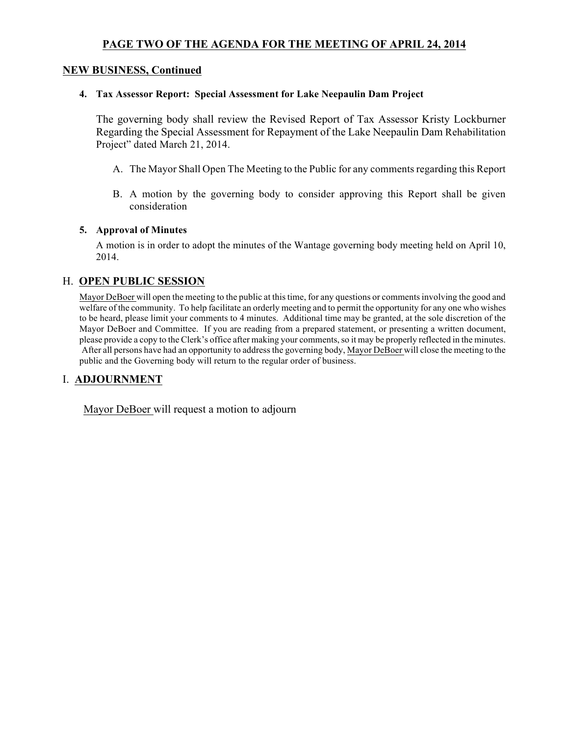## PAGE TWO OF THE AGENDA FOR THE MEETING OF APRIL 24, 2014

### NEW BUSINESS, Continued

**4. Tax Assessor Report: Special Assessment for Lake Neepaulin Dam Project**

The governing body shall review the Revised Report of Tax Assessor Kristy Lockburner Regarding the Special Assessment for Repayment of the Lake Neepaulin Dam Rehabilitation Project" dated March 21, 2014.

A. The Mayor Shall Open The Meeting to the Public for any comments regarding this Report

B. A motion by the governing body to consider approving this Report shall be given consideration

**5. Approval of Minutes**

A motion is in order to adopt the minutes of the Wantage governing body meeting held on April 10, 2014.

### H. OPEN PUBLIC SESSION

Mayor DeBoer will open the meeting to the public at this time, for any questions or comments involving the good and welfare of the community. To help facilitate an orderly meeting and to permit the opportunity for any one who wishes to be heard, please limit your comments to 4 minutes. Additional time may be granted, at the sole discretion of the Mayor DeBoer and Committee. If you are reading from a prepared statement, or presenting a written document, please provide a copy to the Clerk's office after making your comments, so it may be properly reflected in the minutes. After all persons have had an opportunity to address the governing body, Mayor DeBoer will close the meeting to the public and the Governing body will return to the regular order of business.

### I. ADJOURNMENT

Mayor DeBoer will request a motion to adjourn